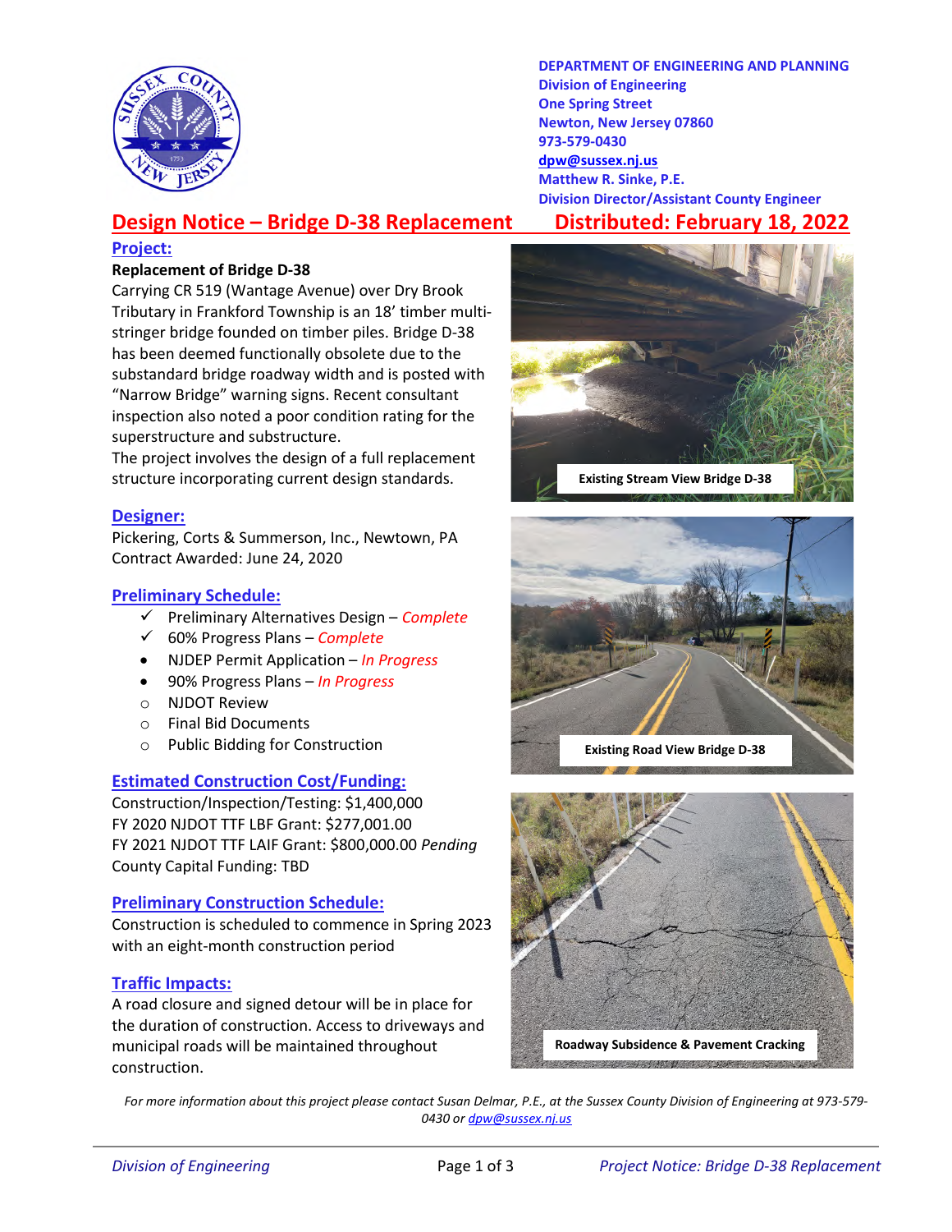**DEPARTMENT OF ENGINEERING AND PLANNING**
**Division of Engineering**
**One Spring Street**
**Newton, New Jersey 07860**
**973-579-0430**
**dpw@sussex.nj.us**
**Matthew R. Sinke, P.E.**
**Division Director/Assistant County Engineer**

# Design Notice – Bridge D-38 Replacement

**Distributed: February 18, 2022**

## Project:

**Replacement of Bridge D-38**

Carrying CR 519 (Wantage Avenue) over Dry Brook Tributary in Frankford Township is an 18' timber multi-stringer bridge founded on timber piles. Bridge D-38 has been deemed functionally obsolete due to the substandard bridge roadway width and is posted with "Narrow Bridge" warning signs. Recent consultant inspection also noted a poor condition rating for the superstructure and substructure.

The project involves the design of a full replacement structure incorporating current design standards.

## Designer:

Pickering, Corts & Summerson, Inc., Newtown, PA
Contract Awarded: June 24, 2020

## Preliminary Schedule:

- ✓ Preliminary Alternatives Design – *Complete*
- ✓ 60% Progress Plans – *Complete*
- NJDEP Permit Application – *In Progress*
- 90% Progress Plans – *In Progress*
- ○ NJDOT Review
- ○ Final Bid Documents
- ○ Public Bidding for Construction

## Estimated Construction Cost/Funding:

Construction/Inspection/Testing: $1,400,000
FY 2020 NJDOT TTF LBF Grant: $277,001.00
FY 2021 NJDOT TTF LAIF Grant: $800,000.00 *Pending*
County Capital Funding: TBD

## Preliminary Construction Schedule:

Construction is scheduled to commence in Spring 2023 with an eight-month construction period

## Traffic Impacts:

A road closure and signed detour will be in place for the duration of construction. Access to driveways and municipal roads will be maintained throughout construction.

**Existing Stream View Bridge D-38**

**Existing Road View Bridge D-38**

**Roadway Subsidence & Pavement Cracking**

*For more information about this project please contact Susan Delmar, P.E., at the Sussex County Division of Engineering at 973-579-0430 or dpw@sussex.nj.us*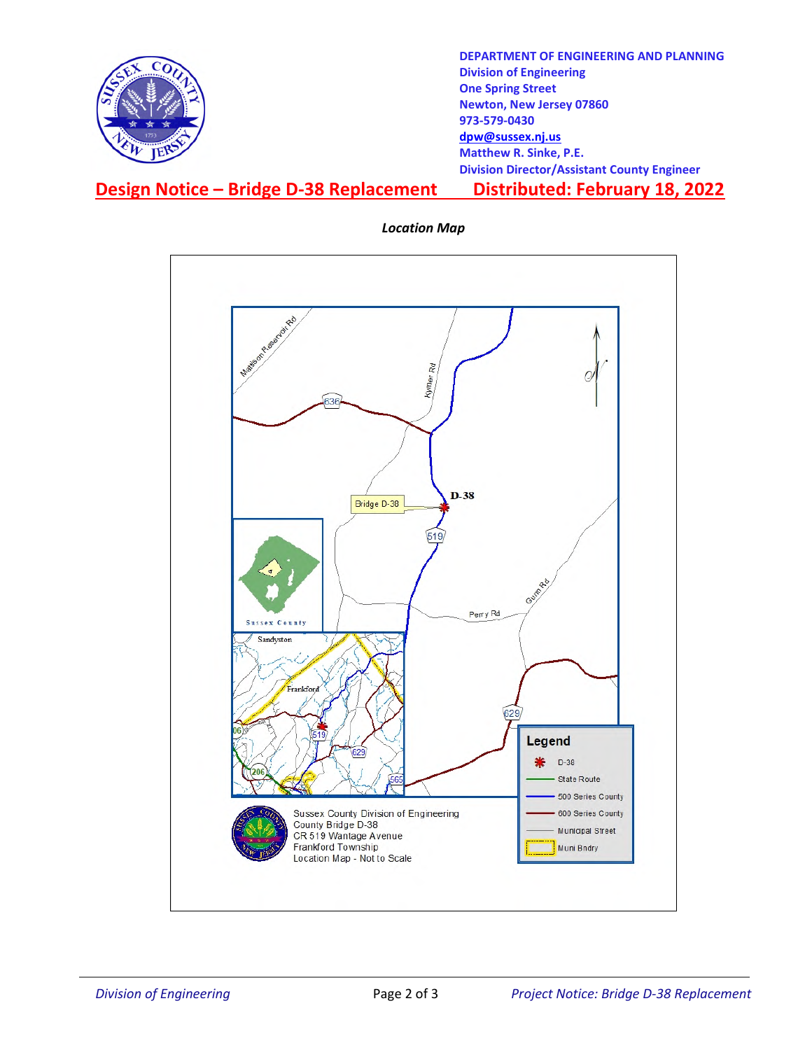**DEPARTMENT OF ENGINEERING AND PLANNING**
**Division of Engineering**
**One Spring Street**
**Newton, New Jersey 07860**
**973-579-0430**
**dpw@sussex.nj.us**
**Matthew R. Sinke, P.E.**
**Division Director/Assistant County Engineer**

## Design Notice – Bridge D-38 Replacement Distributed: February 18, 2022

***Location Map***

Sussex County Division of Engineering
County Bridge D-38
CR 519 Wantage Avenue
Frankford Township
Location Map - Not to Scale

**Legend**

- D-38
- State Route
- 500 Series County
- 600 Series County
- Municipal Street
- Muni Bndry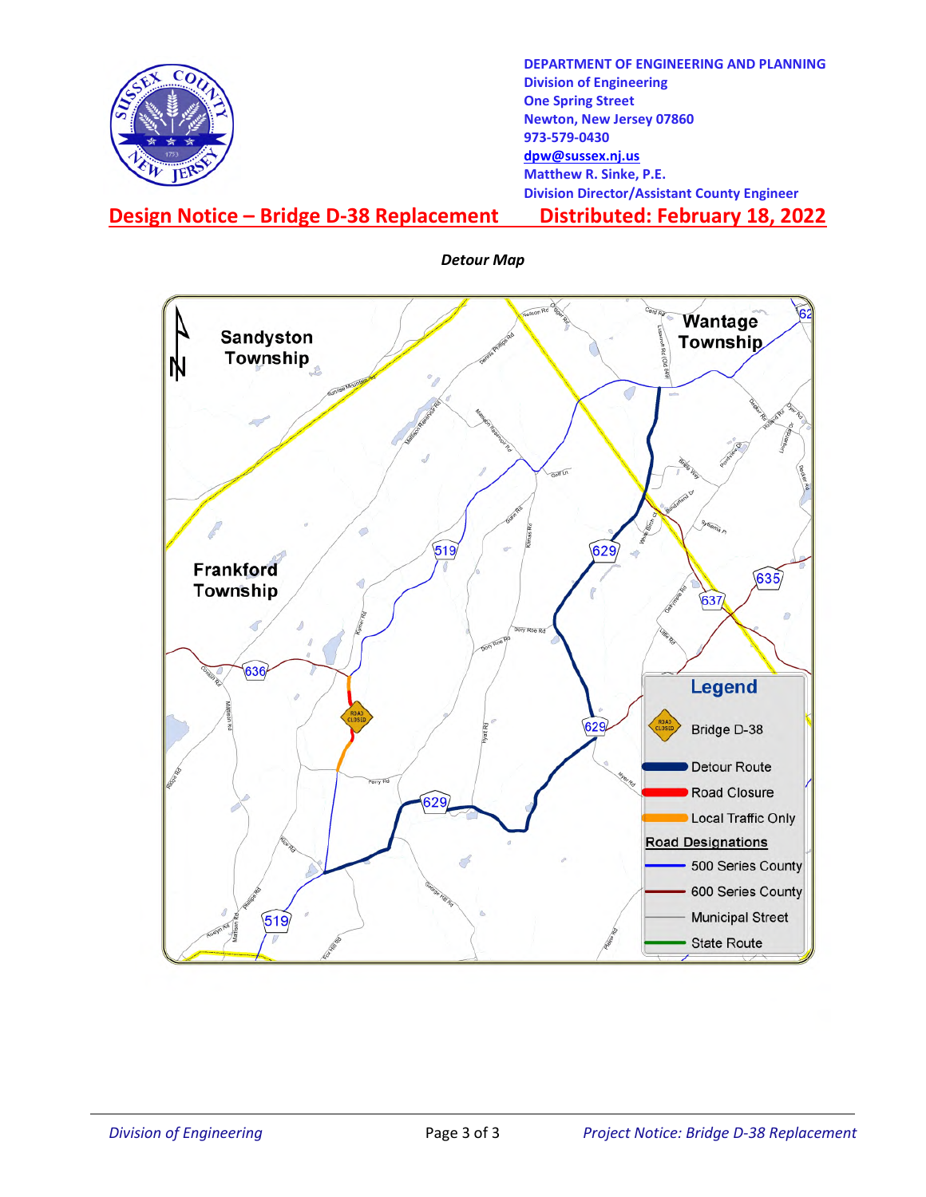**DEPARTMENT OF ENGINEERING AND PLANNING**
**Division of Engineering**
**One Spring Street**
**Newton, New Jersey 07860**
**973-579-0430**
**dpw@sussex.nj.us**
**Matthew R. Sinke, P.E.**
**Division Director/Assistant County Engineer**

## Design Notice – Bridge D-38 Replacement     Distributed: February 18, 2022

*Detour Map*

Sandyston Township
Wantage Township
Frankford Township
519
629
635
637
636
629
629
519
ROAD CLOSED

Legend
Bridge D-38
Detour Route
Road Closure
Local Traffic Only
Road Designations
500 Series County
600 Series County
Municipal Street
State Route